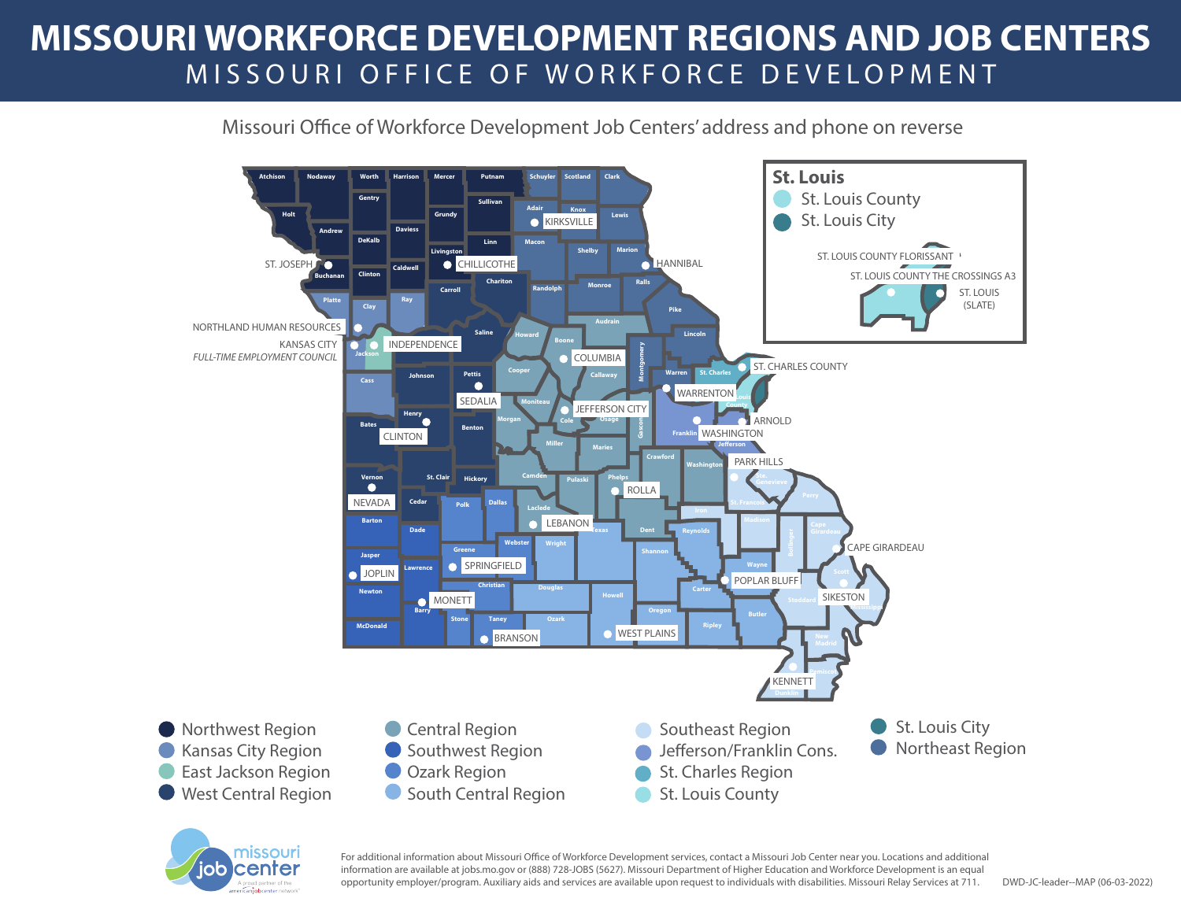# MISSOURI WORKFORCE DEVELOPMENT REGIONS AND JOB CENTERS

## MISSOURI OFFICE OF WORKFORCE DEVELOPMENT

Missouri Office of Workforce Development Job Centers' address and phone on reverse

**St. Louis**

- St. Louis County
- St. Louis City

ST. LOUIS COUNTY FLORISSANT
ST. LOUIS COUNTY THE CROSSINGS A3
ST. LOUIS (SLATE)

Job Centers: ST. JOSEPH, KIRKSVILLE, CHILLICOTHE, HANNIBAL, NORTHLAND HUMAN RESOURCES, KANSAS CITY *FULL-TIME EMPLOYMENT COUNCIL*, INDEPENDENCE, COLUMBIA, SEDALIA, JEFFERSON CITY, WARRENTON, ST. CHARLES COUNTY, ARNOLD, WASHINGTON, CLINTON, PARK HILLS, NEVADA, ROLLA, LEBANON, CAPE GIRARDEAU, JOPLIN, SPRINGFIELD, POPLAR BLUFF, SIKESTON, MONETT, WEST PLAINS, BRANSON, KENNETT

- Northwest Region
- Kansas City Region
- East Jackson Region
- West Central Region
- Central Region
- Southwest Region
- Ozark Region
- South Central Region
- Southeast Region
- Jefferson/Franklin Cons.
- St. Charles Region
- St. Louis County
- St. Louis City
- Northeast Region

missouri job center — A proud partner of the americanjobcenter network

For additional information about Missouri Office of Workforce Development services, contact a Missouri Job Center near you. Locations and additional information are available at jobs.mo.gov or (888) 728-JOBS (5627). Missouri Department of Higher Education and Workforce Development is an equal opportunity employer/program. Auxiliary aids and services are available upon request to individuals with disabilities. Missouri Relay Services at 711.

DWD-JC-leader--MAP (06-03-2022)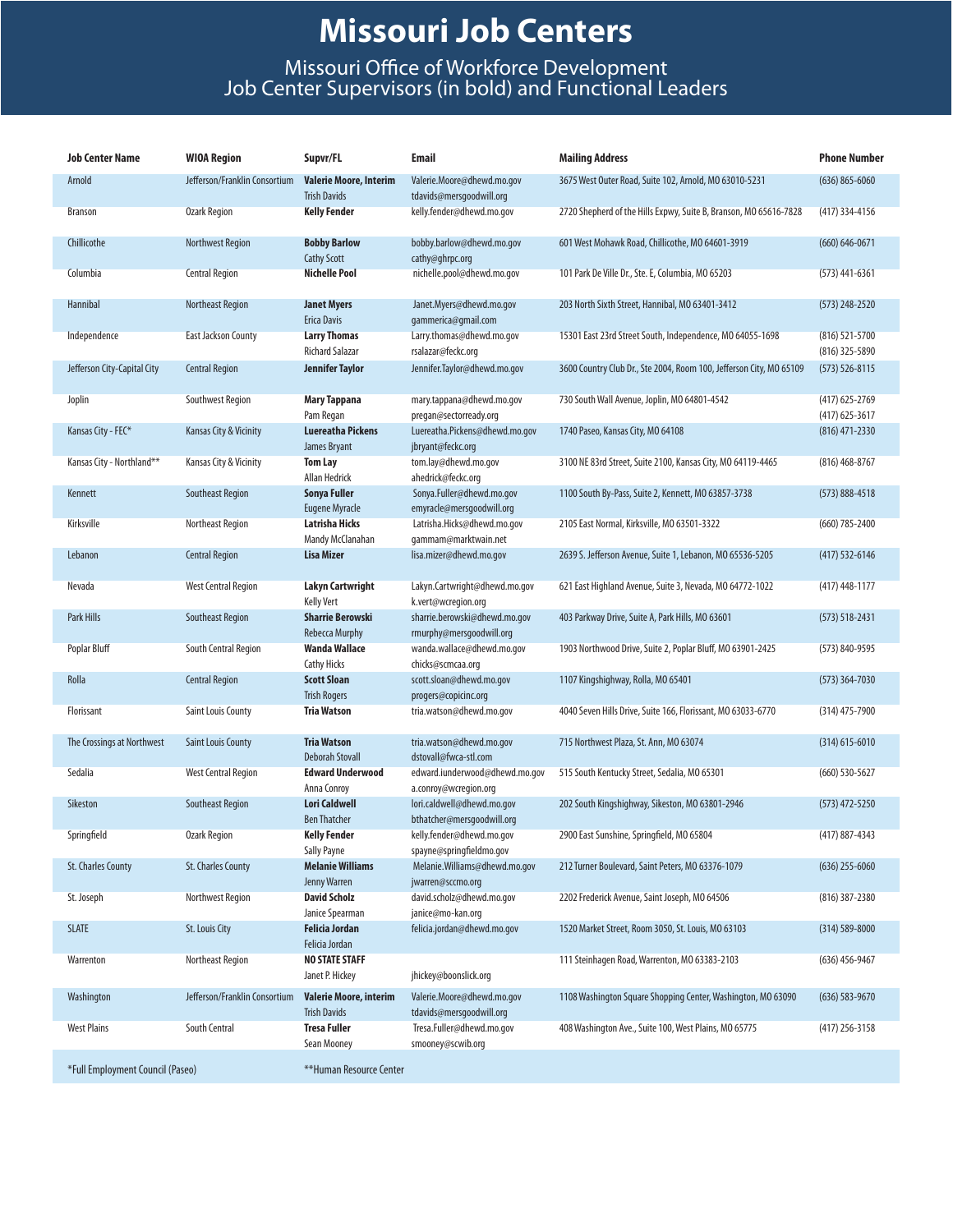# Missouri Job Centers

## Missouri Office of Workforce Development
## Job Center Supervisors (in bold) and Functional Leaders

| Job Center Name | WIOA Region | Supvr/FL | Email | Mailing Address | Phone Number |
|---|---|---|---|---|---|
| Arnold | Jefferson/Franklin Consortium | **Valerie Moore, Interim**<br>Trish Davids | Valerie.Moore@dhewd.mo.gov<br>tdavids@mersgoodwill.org | 3675 West Outer Road, Suite 102, Arnold, MO 63010-5231 | (636) 865-6060 |
| Branson | Ozark Region | **Kelly Fender** | kelly.fender@dhewd.mo.gov | 2720 Shepherd of the Hills Expwy, Suite B, Branson, MO 65616-7828 | (417) 334-4156 |
| Chillicothe | Northwest Region | **Bobby Barlow**<br>Cathy Scott | bobby.barlow@dhewd.mo.gov<br>cathy@ghrpc.org | 601 West Mohawk Road, Chillicothe, MO 64601-3919 | (660) 646-0671 |
| Columbia | Central Region | **Nichelle Pool** | nichelle.pool@dhewd.mo.gov | 101 Park De Ville Dr., Ste. E, Columbia, MO 65203 | (573) 441-6361 |
| Hannibal | Northeast Region | **Janet Myers**<br>Erica Davis | Janet.Myers@dhewd.mo.gov<br>gammerica@gmail.com | 203 North Sixth Street, Hannibal, MO 63401-3412 | (573) 248-2520 |
| Independence | East Jackson County | **Larry Thomas**<br>Richard Salazar | Larry.thomas@dhewd.mo.gov<br>rsalazar@feckc.org | 15301 East 23rd Street South, Independence, MO 64055-1698 | (816) 521-5700<br>(816) 325-5890 |
| Jefferson City-Capital City | Central Region | **Jennifer Taylor** | Jennifer.Taylor@dhewd.mo.gov | 3600 Country Club Dr., Ste 2004, Room 100, Jefferson City, MO 65109 | (573) 526-8115 |
| Joplin | Southwest Region | **Mary Tappana**<br>Pam Regan | mary.tappana@dhewd.mo.gov<br>pregan@sectorready.org | 730 South Wall Avenue, Joplin, MO 64801-4542 | (417) 625-2769<br>(417) 625-3617 |
| Kansas City - FEC* | Kansas City & Vicinity | **Luereatha Pickens**<br>James Bryant | Luereatha.Pickens@dhewd.mo.gov<br>jbryant@feckc.org | 1740 Paseo, Kansas City, MO 64108 | (816) 471-2330 |
| Kansas City - Northland** | Kansas City & Vicinity | **Tom Lay**<br>Allan Hedrick | tom.lay@dhewd.mo.gov<br>ahedrick@feckc.org | 3100 NE 83rd Street, Suite 2100, Kansas City, MO 64119-4465 | (816) 468-8767 |
| Kennett | Southeast Region | **Sonya Fuller**<br>Eugene Myracle | Sonya.Fuller@dhewd.mo.gov<br>emyracle@mersgoodwill.org | 1100 South By-Pass, Suite 2, Kennett, MO 63857-3738 | (573) 888-4518 |
| Kirksville | Northeast Region | **Latrisha Hicks**<br>Mandy McClanahan | Latrisha.Hicks@dhewd.mo.gov<br>gammam@marktwain.net | 2105 East Normal, Kirksville, MO 63501-3322 | (660) 785-2400 |
| Lebanon | Central Region | **Lisa Mizer** | lisa.mizer@dhewd.mo.gov | 2639 S. Jefferson Avenue, Suite 1, Lebanon, MO 65536-5205 | (417) 532-6146 |
| Nevada | West Central Region | **Lakyn Cartwright**<br>Kelly Vert | Lakyn.Cartwright@dhewd.mo.gov<br>k.vert@wcregion.org | 621 East Highland Avenue, Suite 3, Nevada, MO 64772-1022 | (417) 448-1177 |
| Park Hills | Southeast Region | **Sharrie Berowski**<br>Rebecca Murphy | sharrie.berowski@dhewd.mo.gov<br>rmurphy@mersgoodwill.org | 403 Parkway Drive, Suite A, Park Hills, MO 63601 | (573) 518-2431 |
| Poplar Bluff | South Central Region | **Wanda Wallace**<br>Cathy Hicks | wanda.wallace@dhewd.mo.gov<br>chicks@scmcaa.org | 1903 Northwood Drive, Suite 2, Poplar Bluff, MO 63901-2425 | (573) 840-9595 |
| Rolla | Central Region | **Scott Sloan**<br>Trish Rogers | scott.sloan@dhewd.mo.gov<br>progers@copicinc.org | 1107 Kingshighway, Rolla, MO 65401 | (573) 364-7030 |
| Florissant | Saint Louis County | **Tria Watson** | tria.watson@dhewd.mo.gov | 4040 Seven Hills Drive, Suite 166, Florissant, MO 63033-6770 | (314) 475-7900 |
| The Crossings at Northwest | Saint Louis County | **Tria Watson**<br>Deborah Stovall | tria.watson@dhewd.mo.gov<br>dstovall@fwca-stl.com | 715 Northwest Plaza, St. Ann, MO 63074 | (314) 615-6010 |
| Sedalia | West Central Region | **Edward Underwood**<br>Anna Conroy | edward.iunderwood@dhewd.mo.gov<br>a.conroy@wcregion.org | 515 South Kentucky Street, Sedalia, MO 65301 | (660) 530-5627 |
| Sikeston | Southeast Region | **Lori Caldwell**<br>Ben Thatcher | lori.caldwell@dhewd.mo.gov<br>bthatcher@mersgoodwill.org | 202 South Kingshighway, Sikeston, MO 63801-2946 | (573) 472-5250 |
| Springfield | Ozark Region | **Kelly Fender**<br>Sally Payne | kelly.fender@dhewd.mo.gov<br>spayne@springfieldmo.gov | 2900 East Sunshine, Springfield, MO 65804 | (417) 887-4343 |
| St. Charles County | St. Charles County | **Melanie Williams**<br>Jenny Warren | Melanie.Williams@dhewd.mo.gov<br>jwarren@sccmo.org | 212 Turner Boulevard, Saint Peters, MO 63376-1079 | (636) 255-6060 |
| St. Joseph | Northwest Region | **David Scholz**<br>Janice Spearman | david.scholz@dhewd.mo.gov<br>janice@mo-kan.org | 2202 Frederick Avenue, Saint Joseph, MO 64506 | (816) 387-2380 |
| SLATE | St. Louis City | **Felicia Jordan**<br>Felicia Jordan | felicia.jordan@dhewd.mo.gov | 1520 Market Street, Room 3050, St. Louis, MO 63103 | (314) 589-8000 |
| Warrenton | Northeast Region | **NO STATE STAFF**<br>Janet P. Hickey | jhickey@boonslick.org | 111 Steinhagen Road, Warrenton, MO 63383-2103 | (636) 456-9467 |
| Washington | Jefferson/Franklin Consortium | **Valerie Moore, interim**<br>Trish Davids | Valerie.Moore@dhewd.mo.gov<br>tdavids@mersgoodwill.org | 1108 Washington Square Shopping Center, Washington, MO 63090 | (636) 583-9670 |
| West Plains | South Central | **Tresa Fuller**<br>Sean Mooney | Tresa.Fuller@dhewd.mo.gov<br>smooney@scwib.org | 408 Washington Ave., Suite 100, West Plains, MO 65775 | (417) 256-3158 |

*Full Employment Council (Paseo)

**Human Resource Center